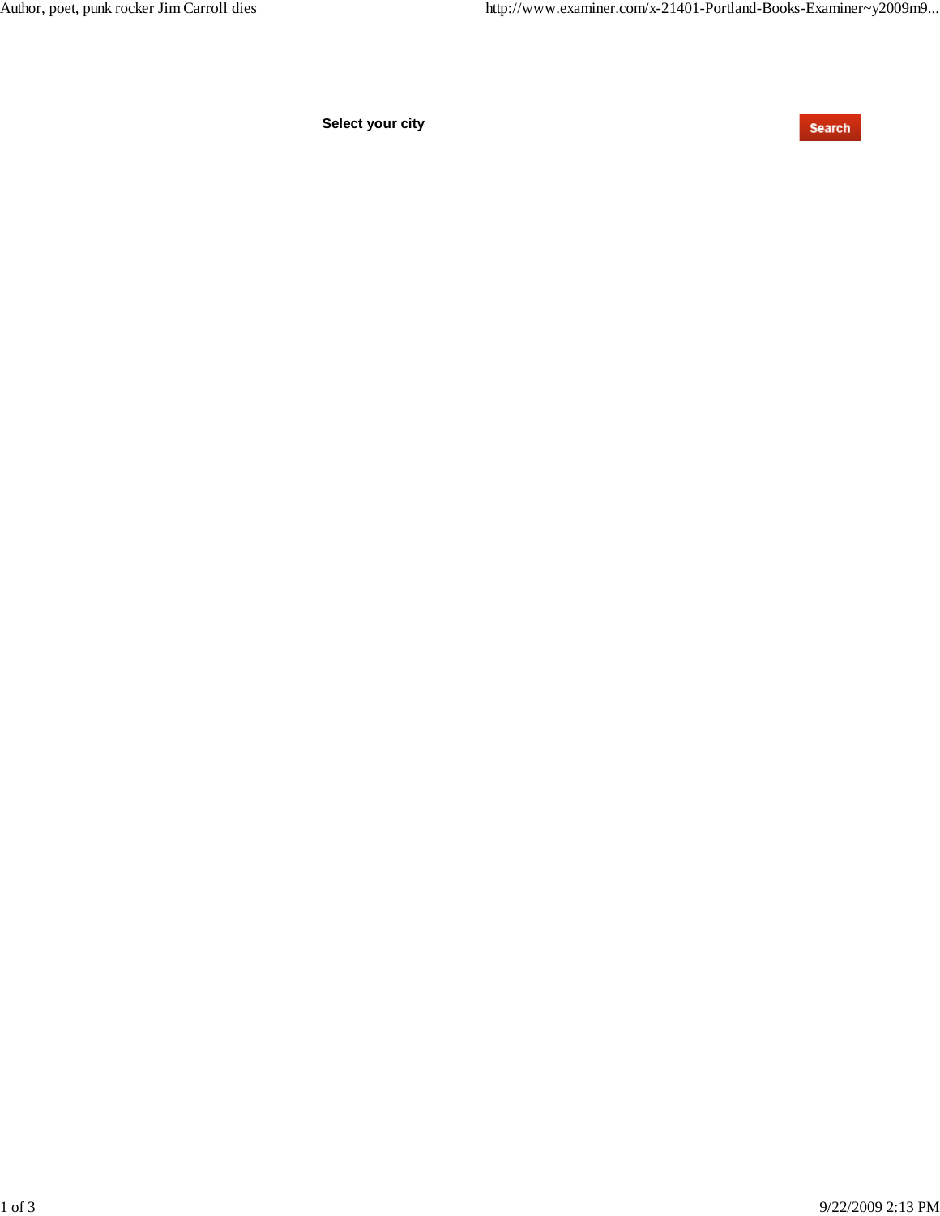Select your city

Search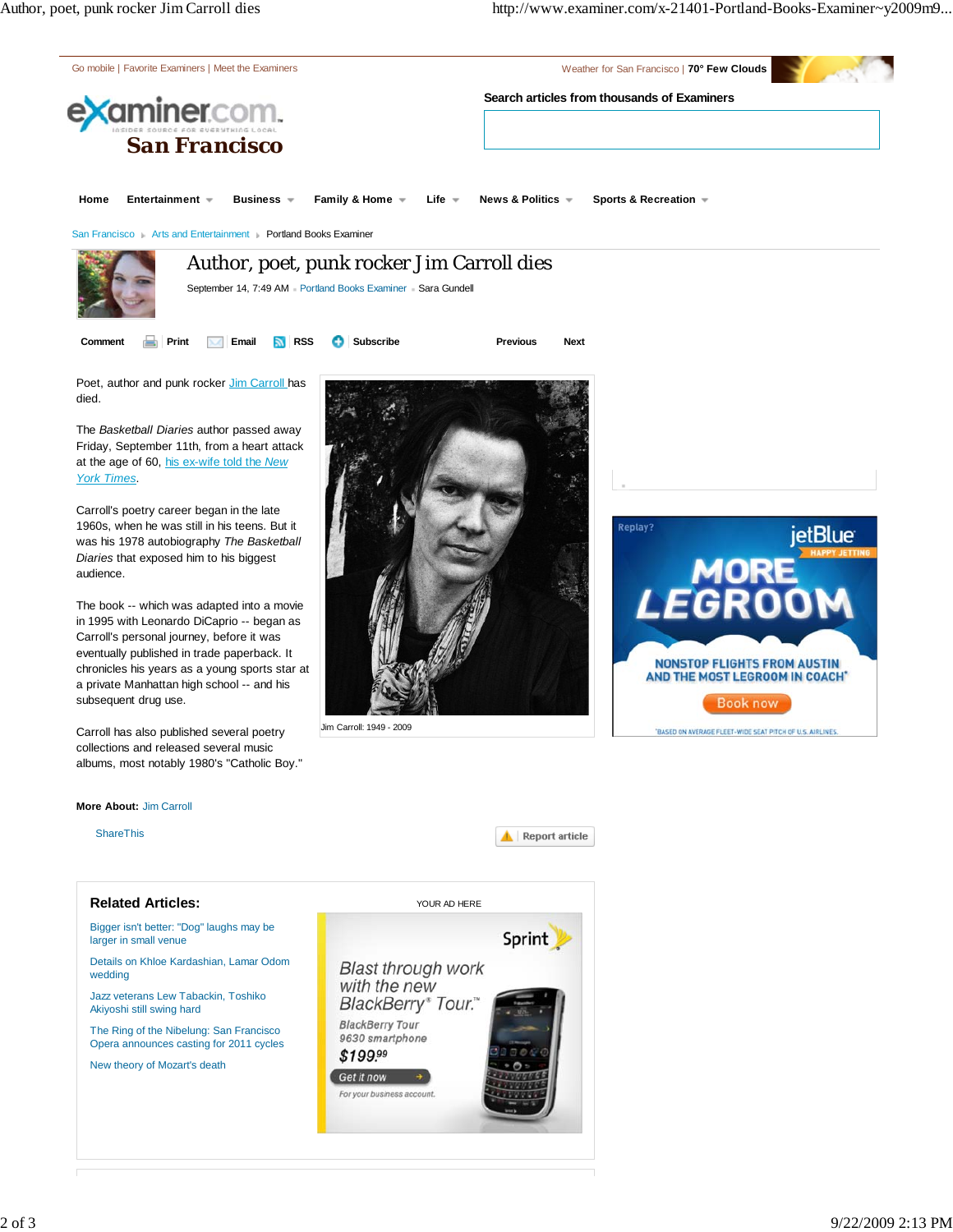Go mobile | Favorite Examiners | Meet the Examiners

Weather for San Francisco | **70° Few Clouds**

examiner.com San Francisco

**Search articles from thousands of Examiners**

**Home** **Entertainment** **Business** **Family & Home** **Life** **News & Politics** **Sports & Recreation**

San Francisco ▸ Arts and Entertainment ▸ Portland Books Examiner

# Author, poet, punk rocker Jim Carroll dies

September 14, 7:49 AM · Portland Books Examiner · Sara Gundell

**Comment** **Print** **Email** **RSS** **Subscribe** **Previous** **Next**

Poet, author and punk rocker Jim Carroll has died.

The *Basketball Diaries* author passed away Friday, September 11th, from a heart attack at the age of 60, his ex-wife told the *New York Times*.

Carroll's poetry career began in the late 1960s, when he was still in his teens. But it was his 1978 autobiography *The Basketball Diaries* that exposed him to his biggest audience.

The book -- which was adapted into a movie in 1995 with Leonardo DiCaprio -- began as Carroll's personal journey, before it was eventually published in trade paperback. It chronicles his years as a young sports star at a private Manhattan high school -- and his subsequent drug use.

Carroll has also published several poetry collections and released several music albums, most notably 1980's "Catholic Boy."

Jim Carroll: 1949 - 2009

**More About:** Jim Carroll

ShareThis

Report article

### Related Articles:

- Bigger isn't better: "Dog" laughs may be larger in small venue
- Details on Khloe Kardashian, Lamar Odom wedding
- Jazz veterans Lew Tabackin, Toshiko Akiyoshi still swing hard
- The Ring of the Nibelung: San Francisco Opera announces casting for 2011 cycles
- New theory of Mozart's death

YOUR AD HERE